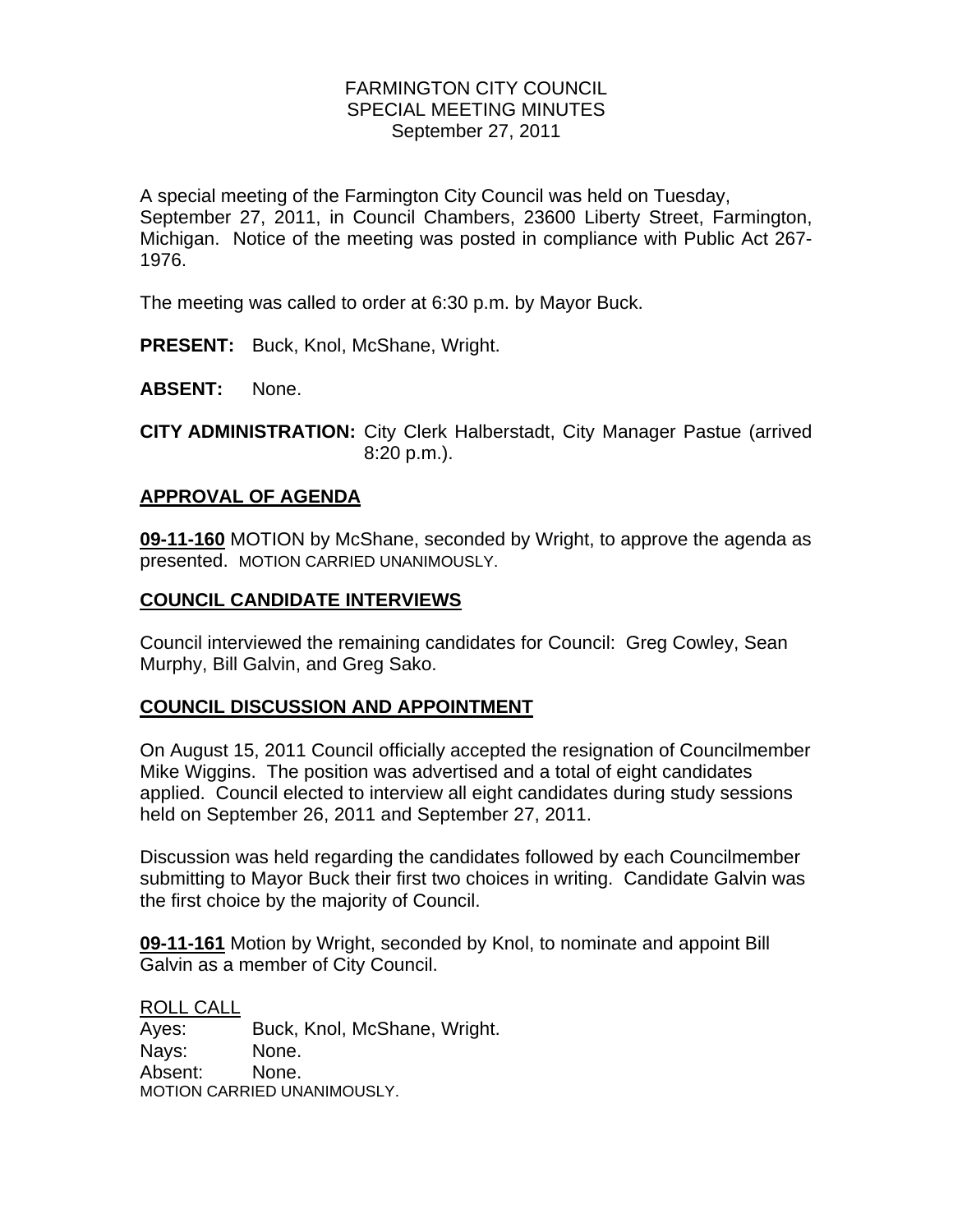# FARMINGTON CITY COUNCIL
## SPECIAL MEETING MINUTES
### September 27, 2011

A special meeting of the Farmington City Council was held on Tuesday, September 27, 2011, in Council Chambers, 23600 Liberty Street, Farmington, Michigan. Notice of the meeting was posted in compliance with Public Act 267-1976.

The meeting was called to order at 6:30 p.m. by Mayor Buck.

**PRESENT:** Buck, Knol, McShane, Wright.

**ABSENT:** None.

**CITY ADMINISTRATION:** City Clerk Halberstadt, City Manager Pastue (arrived 8:20 p.m.).

## APPROVAL OF AGENDA

**09-11-160** MOTION by McShane, seconded by Wright, to approve the agenda as presented. MOTION CARRIED UNANIMOUSLY.

## COUNCIL CANDIDATE INTERVIEWS

Council interviewed the remaining candidates for Council: Greg Cowley, Sean Murphy, Bill Galvin, and Greg Sako.

## COUNCIL DISCUSSION AND APPOINTMENT

On August 15, 2011 Council officially accepted the resignation of Councilmember Mike Wiggins. The position was advertised and a total of eight candidates applied. Council elected to interview all eight candidates during study sessions held on September 26, 2011 and September 27, 2011.

Discussion was held regarding the candidates followed by each Councilmember submitting to Mayor Buck their first two choices in writing. Candidate Galvin was the first choice by the majority of Council.

**09-11-161** Motion by Wright, seconded by Knol, to nominate and appoint Bill Galvin as a member of City Council.

ROLL CALL
Ayes: Buck, Knol, McShane, Wright.
Nays: None.
Absent: None.
MOTION CARRIED UNANIMOUSLY.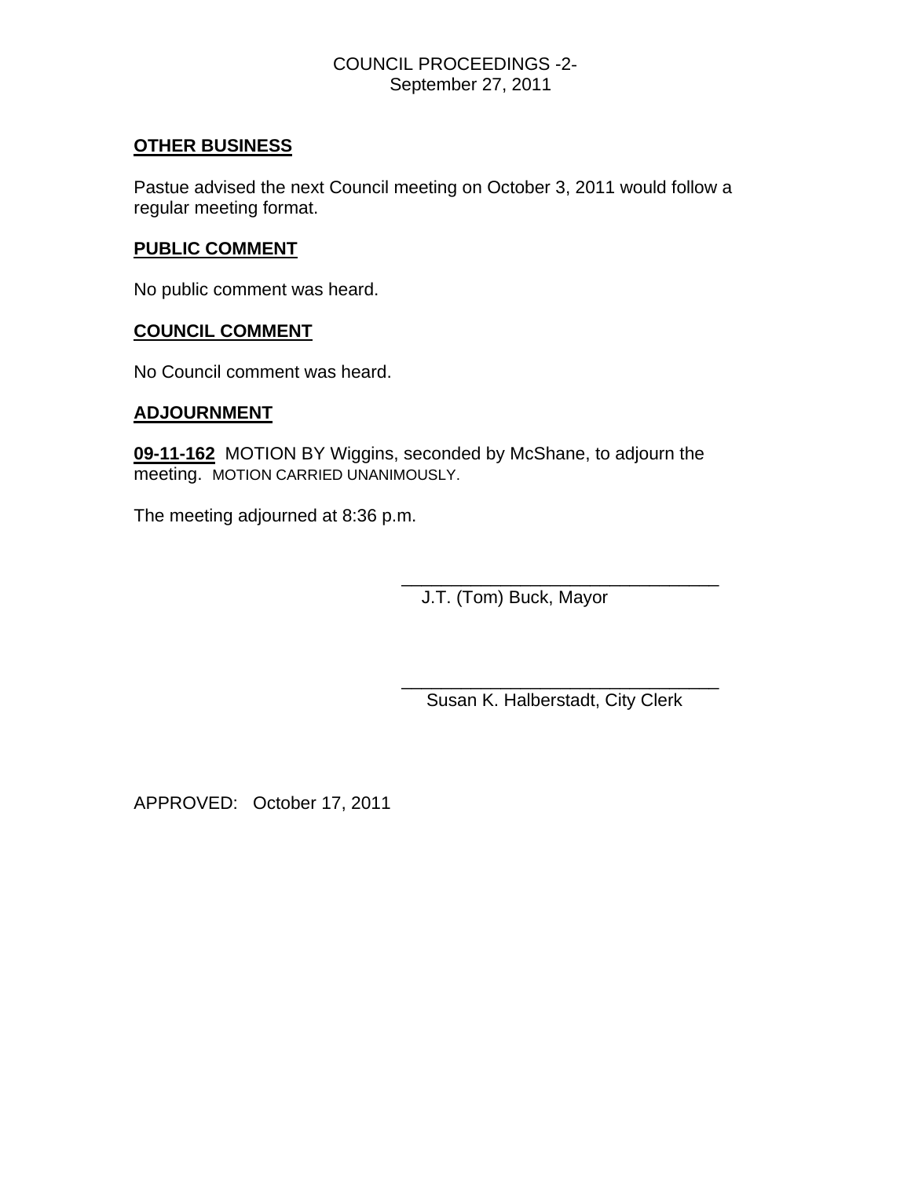## OTHER BUSINESS

Pastue advised the next Council meeting on October 3, 2011 would follow a regular meeting format.

## PUBLIC COMMENT

No public comment was heard.

## COUNCIL COMMENT

No Council comment was heard.

## ADJOURNMENT

**09-11-162** MOTION BY Wiggins, seconded by McShane, to adjourn the meeting. MOTION CARRIED UNANIMOUSLY.

The meeting adjourned at 8:36 p.m.

\_\_\_\_\_\_\_\_\_\_\_\_\_\_\_\_\_\_\_\_\_\_\_\_\_\_\_\_\_\_\_\_
J.T. (Tom) Buck, Mayor

\_\_\_\_\_\_\_\_\_\_\_\_\_\_\_\_\_\_\_\_\_\_\_\_\_\_\_\_\_\_\_\_
Susan K. Halberstadt, City Clerk

APPROVED: October 17, 2011